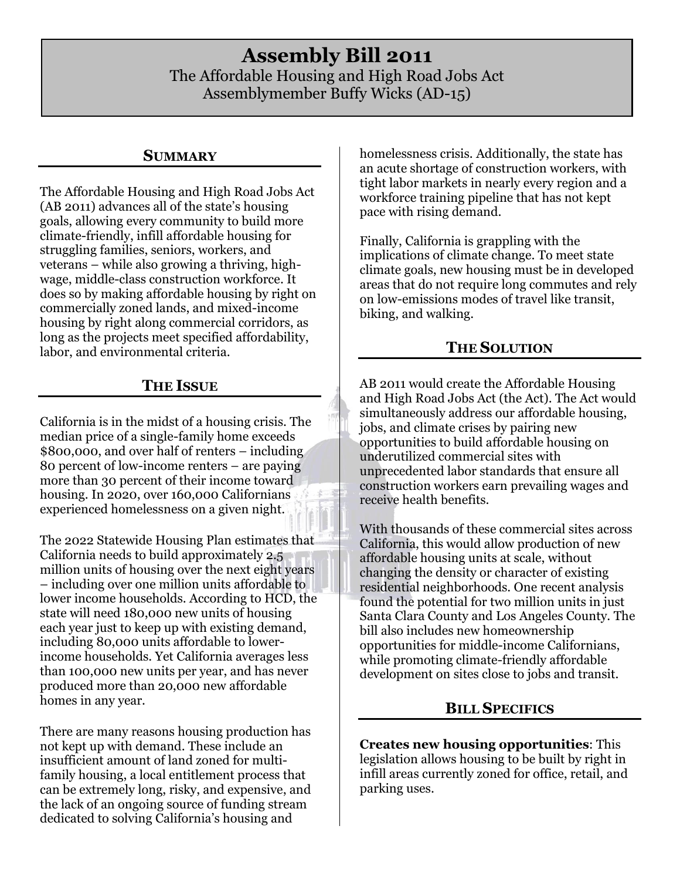# Assembly Bill 2011

The Affordable Housing and High Road Jobs Act
Assemblymember Buffy Wicks (AD-15)

## SUMMARY

The Affordable Housing and High Road Jobs Act (AB 2011) advances all of the state's housing goals, allowing every community to build more climate-friendly, infill affordable housing for struggling families, seniors, workers, and veterans – while also growing a thriving, high-wage, middle-class construction workforce. It does so by making affordable housing by right on commercially zoned lands, and mixed-income housing by right along commercial corridors, as long as the projects meet specified affordability, labor, and environmental criteria.

## THE ISSUE

California is in the midst of a housing crisis. The median price of a single-family home exceeds $800,000, and over half of renters – including 80 percent of low-income renters – are paying more than 30 percent of their income toward housing. In 2020, over 160,000 Californians experienced homelessness on a given night.

The 2022 Statewide Housing Plan estimates that California needs to build approximately 2.5 million units of housing over the next eight years – including over one million units affordable to lower income households. According to HCD, the state will need 180,000 new units of housing each year just to keep up with existing demand, including 80,000 units affordable to lower-income households. Yet California averages less than 100,000 new units per year, and has never produced more than 20,000 new affordable homes in any year.

There are many reasons housing production has not kept up with demand. These include an insufficient amount of land zoned for multi-family housing, a local entitlement process that can be extremely long, risky, and expensive, and the lack of an ongoing source of funding stream dedicated to solving California's housing and homelessness crisis. Additionally, the state has an acute shortage of construction workers, with tight labor markets in nearly every region and a workforce training pipeline that has not kept pace with rising demand.

Finally, California is grappling with the implications of climate change. To meet state climate goals, new housing must be in developed areas that do not require long commutes and rely on low-emissions modes of travel like transit, biking, and walking.

## THE SOLUTION

AB 2011 would create the Affordable Housing and High Road Jobs Act (the Act). The Act would simultaneously address our affordable housing, jobs, and climate crises by pairing new opportunities to build affordable housing on underutilized commercial sites with unprecedented labor standards that ensure all construction workers earn prevailing wages and receive health benefits.

With thousands of these commercial sites across California, this would allow production of new affordable housing units at scale, without changing the density or character of existing residential neighborhoods. One recent analysis found the potential for two million units in just Santa Clara County and Los Angeles County. The bill also includes new homeownership opportunities for middle-income Californians, while promoting climate-friendly affordable development on sites close to jobs and transit.

## BILL SPECIFICS

**Creates new housing opportunities**: This legislation allows housing to be built by right in infill areas currently zoned for office, retail, and parking uses.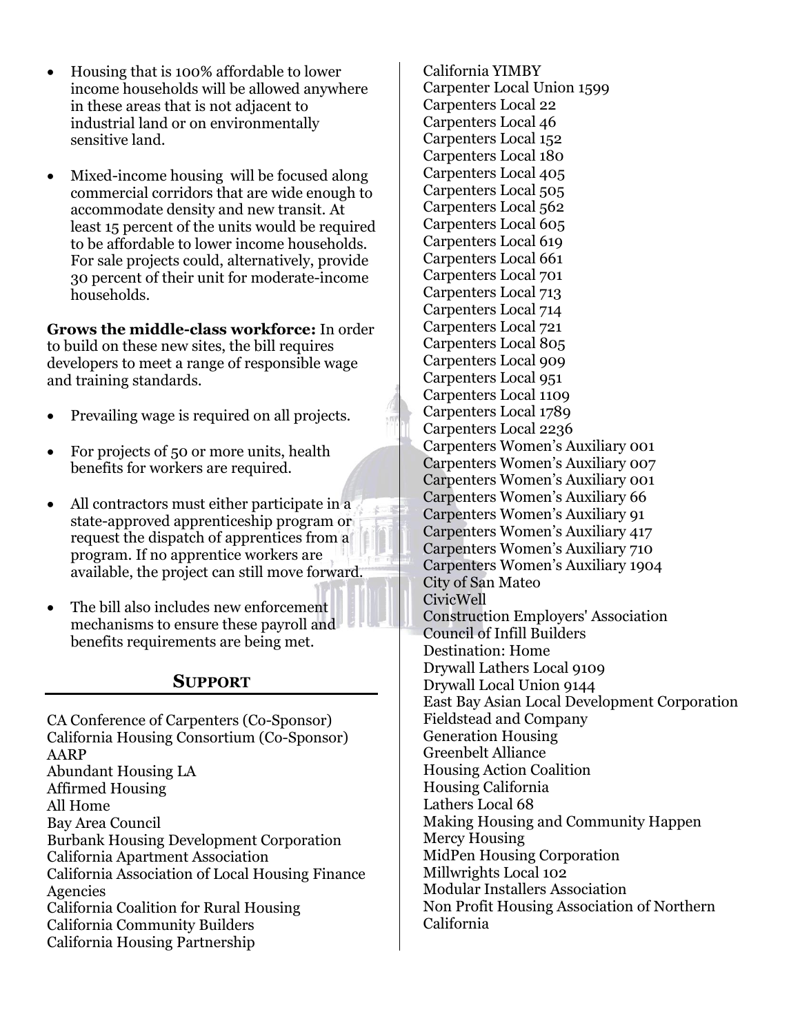- Housing that is 100% affordable to lower income households will be allowed anywhere in these areas that is not adjacent to industrial land or on environmentally sensitive land.

- Mixed-income housing will be focused along commercial corridors that are wide enough to accommodate density and new transit. At least 15 percent of the units would be required to be affordable to lower income households. For sale projects could, alternatively, provide 30 percent of their unit for moderate-income households.

**Grows the middle-class workforce:** In order to build on these new sites, the bill requires developers to meet a range of responsible wage and training standards.

- Prevailing wage is required on all projects.

- For projects of 50 or more units, health benefits for workers are required.

- All contractors must either participate in a state-approved apprenticeship program or request the dispatch of apprentices from a program. If no apprentice workers are available, the project can still move forward.

- The bill also includes new enforcement mechanisms to ensure these payroll and benefits requirements are being met.

## SUPPORT

CA Conference of Carpenters (Co-Sponsor)
California Housing Consortium (Co-Sponsor)
AARP
Abundant Housing LA
Affirmed Housing
All Home
Bay Area Council
Burbank Housing Development Corporation
California Apartment Association
California Association of Local Housing Finance Agencies
California Coalition for Rural Housing
California Community Builders
California Housing Partnership
California YIMBY
Carpenter Local Union 1599
Carpenters Local 22
Carpenters Local 46
Carpenters Local 152
Carpenters Local 180
Carpenters Local 405
Carpenters Local 505
Carpenters Local 562
Carpenters Local 605
Carpenters Local 619
Carpenters Local 661
Carpenters Local 701
Carpenters Local 713
Carpenters Local 714
Carpenters Local 721
Carpenters Local 805
Carpenters Local 909
Carpenters Local 951
Carpenters Local 1109
Carpenters Local 1789
Carpenters Local 2236
Carpenters Women's Auxiliary 001
Carpenters Women's Auxiliary 007
Carpenters Women's Auxiliary 001
Carpenters Women's Auxiliary 66
Carpenters Women's Auxiliary 91
Carpenters Women's Auxiliary 417
Carpenters Women's Auxiliary 710
Carpenters Women's Auxiliary 1904
City of San Mateo
CivicWell
Construction Employers' Association
Council of Infill Builders
Destination: Home
Drywall Lathers Local 9109
Drywall Local Union 9144
East Bay Asian Local Development Corporation
Fieldstead and Company
Generation Housing
Greenbelt Alliance
Housing Action Coalition
Housing California
Lathers Local 68
Making Housing and Community Happen
Mercy Housing
MidPen Housing Corporation
Millwrights Local 102
Modular Installers Association
Non Profit Housing Association of Northern California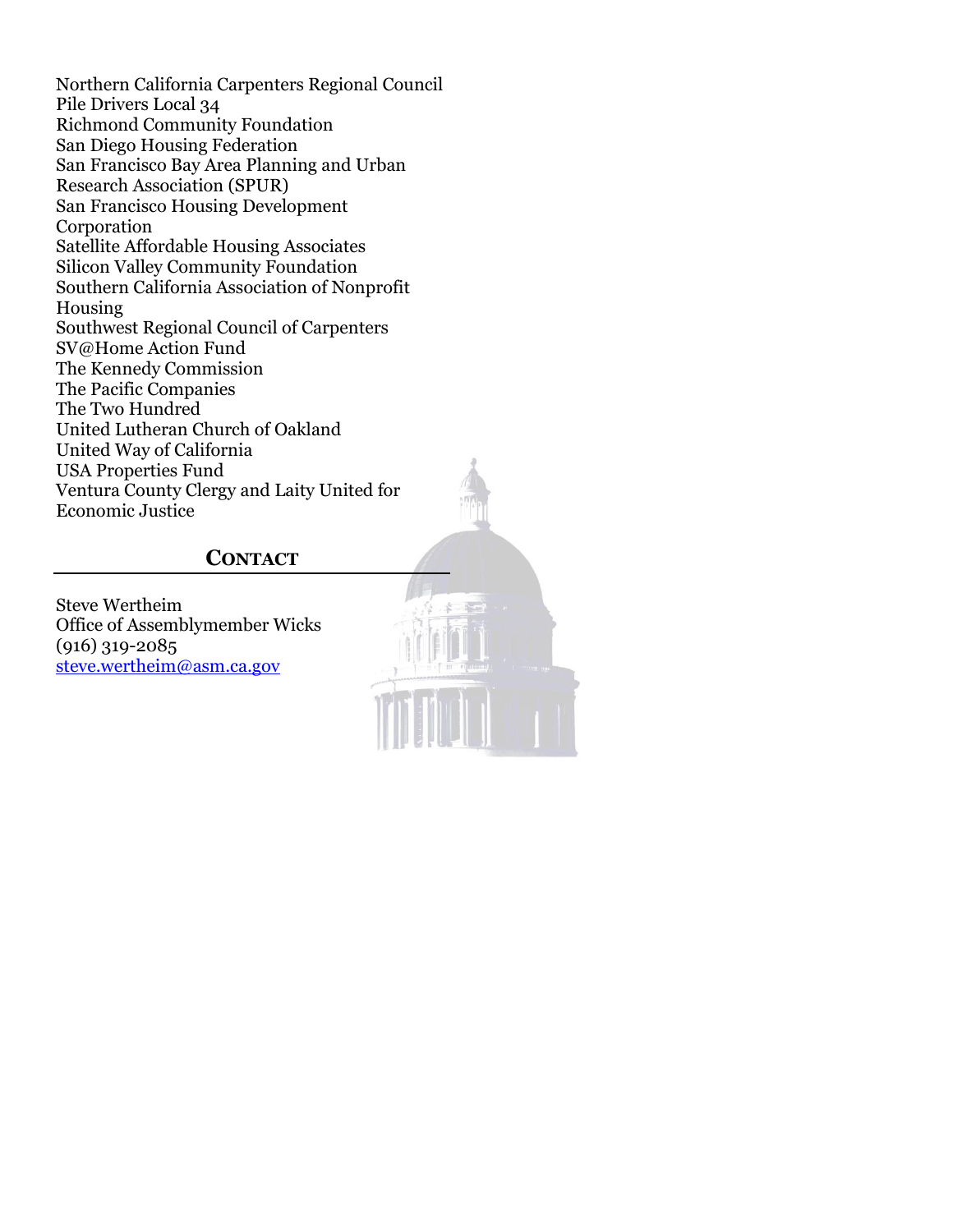Northern California Carpenters Regional Council
Pile Drivers Local 34
Richmond Community Foundation
San Diego Housing Federation
San Francisco Bay Area Planning and Urban Research Association (SPUR)
San Francisco Housing Development Corporation
Satellite Affordable Housing Associates
Silicon Valley Community Foundation
Southern California Association of Nonprofit Housing
Southwest Regional Council of Carpenters
SV@Home Action Fund
The Kennedy Commission
The Pacific Companies
The Two Hundred
United Lutheran Church of Oakland
United Way of California
USA Properties Fund
Ventura County Clergy and Laity United for Economic Justice

## CONTACT

Steve Wertheim
Office of Assemblymember Wicks
(916) 319-2085
steve.wertheim@asm.ca.gov